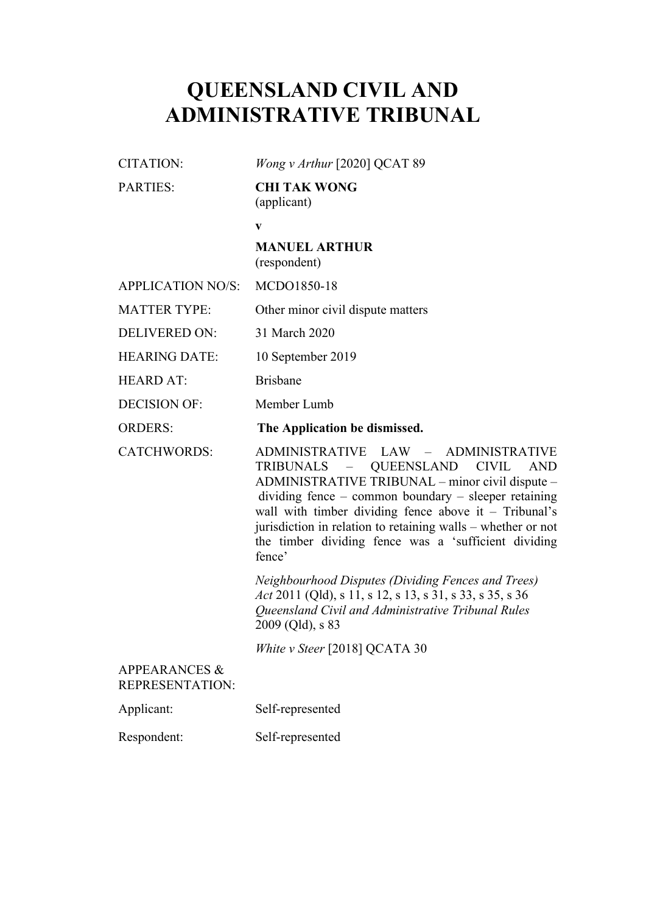# QUEENSLAND CIVIL AND ADMINISTRATIVE TRIBUNAL

| | |
|---|---|
| CITATION: | *Wong v Arthur* [2020] QCAT 89 |
| PARTIES: | **CHI TAK WONG**<br>(applicant)<br>**v**<br>**MANUEL ARTHUR**<br>(respondent) |
| APPLICATION NO/S: | MCDO1850-18 |
| MATTER TYPE: | Other minor civil dispute matters |
| DELIVERED ON: | 31 March 2020 |
| HEARING DATE: | 10 September 2019 |
| HEARD AT: | Brisbane |
| DECISION OF: | Member Lumb |
| ORDERS: | **The Application be dismissed.** |
| CATCHWORDS: | ADMINISTRATIVE LAW – ADMINISTRATIVE TRIBUNALS – QUEENSLAND CIVIL AND ADMINISTRATIVE TRIBUNAL – minor civil dispute – dividing fence – common boundary – sleeper retaining wall with timber dividing fence above it – Tribunal's jurisdiction in relation to retaining walls – whether or not the timber dividing fence was a 'sufficient dividing fence'<br><br>*Neighbourhood Disputes (Dividing Fences and Trees) Act* 2011 (Qld), s 11, s 12, s 13, s 31, s 33, s 35, s 36<br>*Queensland Civil and Administrative Tribunal Rules* 2009 (Qld), s 83<br><br>*White v Steer* [2018] QCATA 30 |
| APPEARANCES & REPRESENTATION: | |
| Applicant: | Self-represented |
| Respondent: | Self-represented |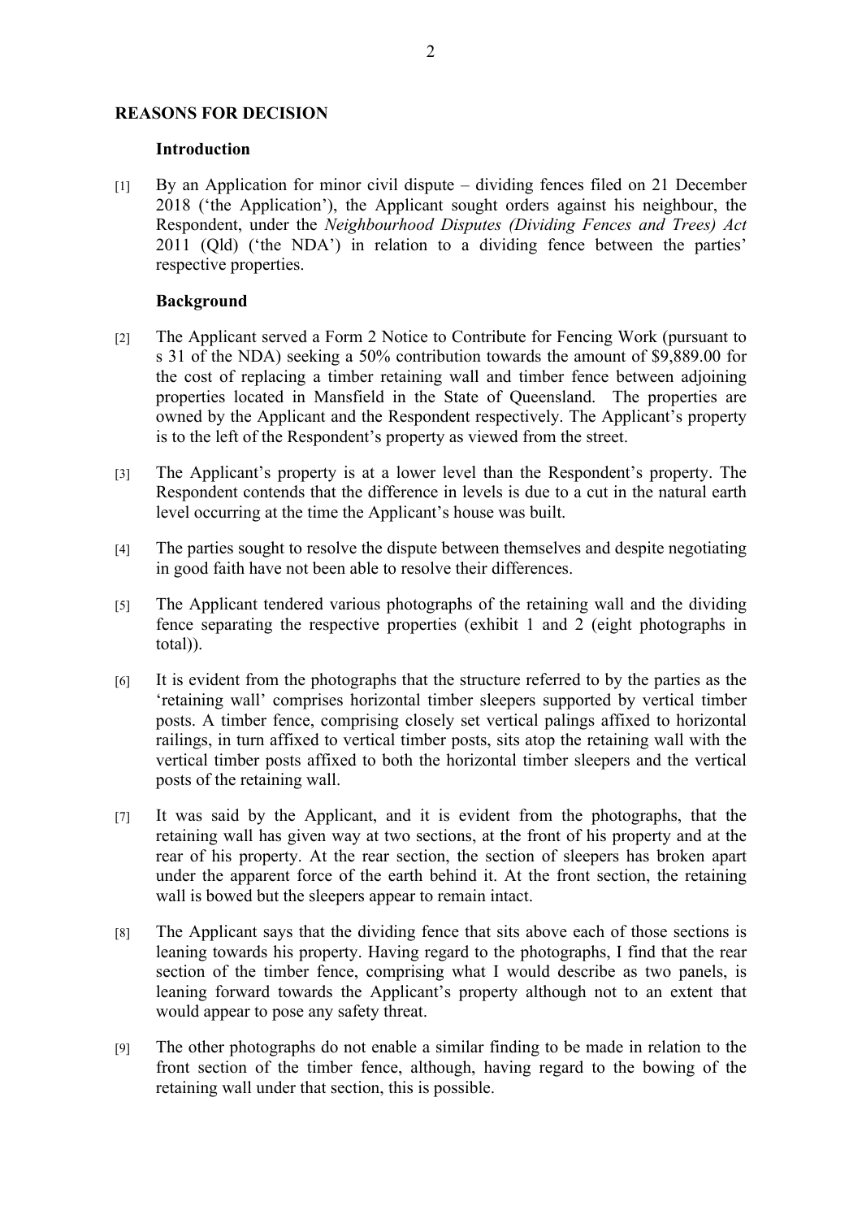## REASONS FOR DECISION

### Introduction

[1] By an Application for minor civil dispute – dividing fences filed on 21 December 2018 ('the Application'), the Applicant sought orders against his neighbour, the Respondent, under the *Neighbourhood Disputes (Dividing Fences and Trees) Act* 2011 (Qld) ('the NDA') in relation to a dividing fence between the parties' respective properties.

### Background

[2] The Applicant served a Form 2 Notice to Contribute for Fencing Work (pursuant to s 31 of the NDA) seeking a 50% contribution towards the amount of $9,889.00 for the cost of replacing a timber retaining wall and timber fence between adjoining properties located in Mansfield in the State of Queensland. The properties are owned by the Applicant and the Respondent respectively. The Applicant's property is to the left of the Respondent's property as viewed from the street.

[3] The Applicant's property is at a lower level than the Respondent's property. The Respondent contends that the difference in levels is due to a cut in the natural earth level occurring at the time the Applicant's house was built.

[4] The parties sought to resolve the dispute between themselves and despite negotiating in good faith have not been able to resolve their differences.

[5] The Applicant tendered various photographs of the retaining wall and the dividing fence separating the respective properties (exhibit 1 and 2 (eight photographs in total)).

[6] It is evident from the photographs that the structure referred to by the parties as the 'retaining wall' comprises horizontal timber sleepers supported by vertical timber posts. A timber fence, comprising closely set vertical palings affixed to horizontal railings, in turn affixed to vertical timber posts, sits atop the retaining wall with the vertical timber posts affixed to both the horizontal timber sleepers and the vertical posts of the retaining wall.

[7] It was said by the Applicant, and it is evident from the photographs, that the retaining wall has given way at two sections, at the front of his property and at the rear of his property. At the rear section, the section of sleepers has broken apart under the apparent force of the earth behind it. At the front section, the retaining wall is bowed but the sleepers appear to remain intact.

[8] The Applicant says that the dividing fence that sits above each of those sections is leaning towards his property. Having regard to the photographs, I find that the rear section of the timber fence, comprising what I would describe as two panels, is leaning forward towards the Applicant's property although not to an extent that would appear to pose any safety threat.

[9] The other photographs do not enable a similar finding to be made in relation to the front section of the timber fence, although, having regard to the bowing of the retaining wall under that section, this is possible.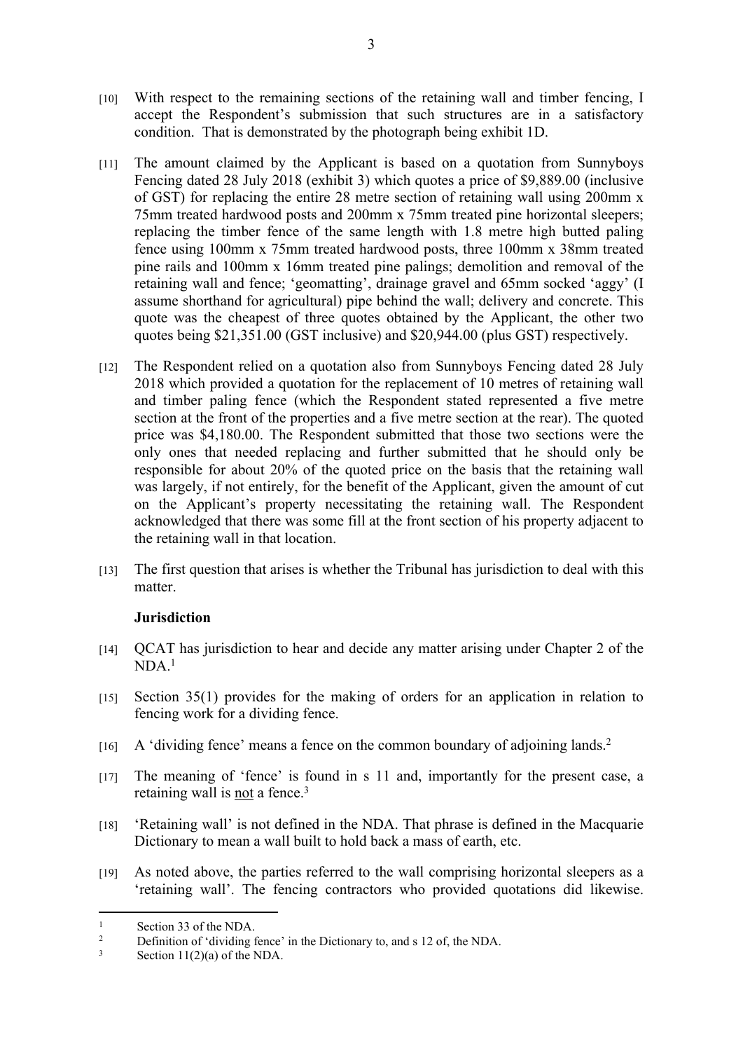[10] With respect to the remaining sections of the retaining wall and timber fencing, I accept the Respondent's submission that such structures are in a satisfactory condition. That is demonstrated by the photograph being exhibit 1D.

[11] The amount claimed by the Applicant is based on a quotation from Sunnyboys Fencing dated 28 July 2018 (exhibit 3) which quotes a price of $9,889.00 (inclusive of GST) for replacing the entire 28 metre section of retaining wall using 200mm x 75mm treated hardwood posts and 200mm x 75mm treated pine horizontal sleepers; replacing the timber fence of the same length with 1.8 metre high butted paling fence using 100mm x 75mm treated hardwood posts, three 100mm x 38mm treated pine rails and 100mm x 16mm treated pine palings; demolition and removal of the retaining wall and fence; 'geomatting', drainage gravel and 65mm socked 'aggy' (I assume shorthand for agricultural) pipe behind the wall; delivery and concrete. This quote was the cheapest of three quotes obtained by the Applicant, the other two quotes being $21,351.00 (GST inclusive) and $20,944.00 (plus GST) respectively.

[12] The Respondent relied on a quotation also from Sunnyboys Fencing dated 28 July 2018 which provided a quotation for the replacement of 10 metres of retaining wall and timber paling fence (which the Respondent stated represented a five metre section at the front of the properties and a five metre section at the rear). The quoted price was $4,180.00. The Respondent submitted that those two sections were the only ones that needed replacing and further submitted that he should only be responsible for about 20% of the quoted price on the basis that the retaining wall was largely, if not entirely, for the benefit of the Applicant, given the amount of cut on the Applicant's property necessitating the retaining wall. The Respondent acknowledged that there was some fill at the front section of his property adjacent to the retaining wall in that location.

[13] The first question that arises is whether the Tribunal has jurisdiction to deal with this matter.

**Jurisdiction**

[14] QCAT has jurisdiction to hear and decide any matter arising under Chapter 2 of the NDA.[1]

[15] Section 35(1) provides for the making of orders for an application in relation to fencing work for a dividing fence.

[16] A 'dividing fence' means a fence on the common boundary of adjoining lands.[2]

[17] The meaning of 'fence' is found in s 11 and, importantly for the present case, a retaining wall is <u>not</u> a fence.[3]

[18] 'Retaining wall' is not defined in the NDA. That phrase is defined in the Macquarie Dictionary to mean a wall built to hold back a mass of earth, etc.

[19] As noted above, the parties referred to the wall comprising horizontal sleepers as a 'retaining wall'. The fencing contractors who provided quotations did likewise.

---

[1] Section 33 of the NDA.

[2] Definition of 'dividing fence' in the Dictionary to, and s 12 of, the NDA.

[3] Section 11(2)(a) of the NDA.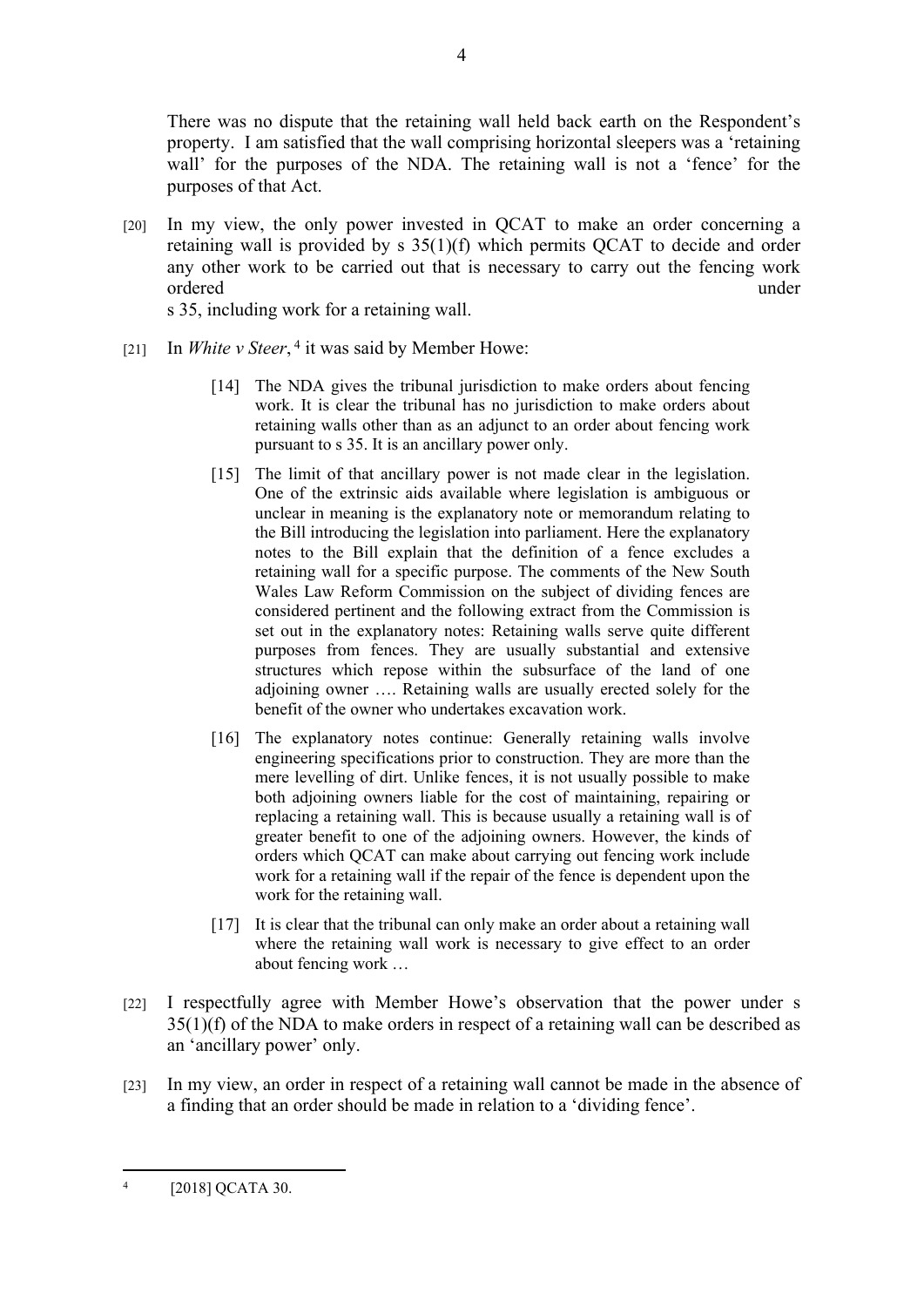There was no dispute that the retaining wall held back earth on the Respondent's property. I am satisfied that the wall comprising horizontal sleepers was a 'retaining wall' for the purposes of the NDA. The retaining wall is not a 'fence' for the purposes of that Act.

[20] In my view, the only power invested in QCAT to make an order concerning a retaining wall is provided by s 35(1)(f) which permits QCAT to decide and order any other work to be carried out that is necessary to carry out the fencing work ordered under s 35, including work for a retaining wall.

[21] In *White v Steer*,[4] it was said by Member Howe:

> [14] The NDA gives the tribunal jurisdiction to make orders about fencing work. It is clear the tribunal has no jurisdiction to make orders about retaining walls other than as an adjunct to an order about fencing work pursuant to s 35. It is an ancillary power only.
>
> [15] The limit of that ancillary power is not made clear in the legislation. One of the extrinsic aids available where legislation is ambiguous or unclear in meaning is the explanatory note or memorandum relating to the Bill introducing the legislation into parliament. Here the explanatory notes to the Bill explain that the definition of a fence excludes a retaining wall for a specific purpose. The comments of the New South Wales Law Reform Commission on the subject of dividing fences are considered pertinent and the following extract from the Commission is set out in the explanatory notes: Retaining walls serve quite different purposes from fences. They are usually substantial and extensive structures which repose within the subsurface of the land of one adjoining owner …. Retaining walls are usually erected solely for the benefit of the owner who undertakes excavation work.
>
> [16] The explanatory notes continue: Generally retaining walls involve engineering specifications prior to construction. They are more than the mere levelling of dirt. Unlike fences, it is not usually possible to make both adjoining owners liable for the cost of maintaining, repairing or replacing a retaining wall. This is because usually a retaining wall is of greater benefit to one of the adjoining owners. However, the kinds of orders which QCAT can make about carrying out fencing work include work for a retaining wall if the repair of the fence is dependent upon the work for the retaining wall.
>
> [17] It is clear that the tribunal can only make an order about a retaining wall where the retaining wall work is necessary to give effect to an order about fencing work …

[22] I respectfully agree with Member Howe's observation that the power under s 35(1)(f) of the NDA to make orders in respect of a retaining wall can be described as an 'ancillary power' only.

[23] In my view, an order in respect of a retaining wall cannot be made in the absence of a finding that an order should be made in relation to a 'dividing fence'.

---

[4] [2018] QCATA 30.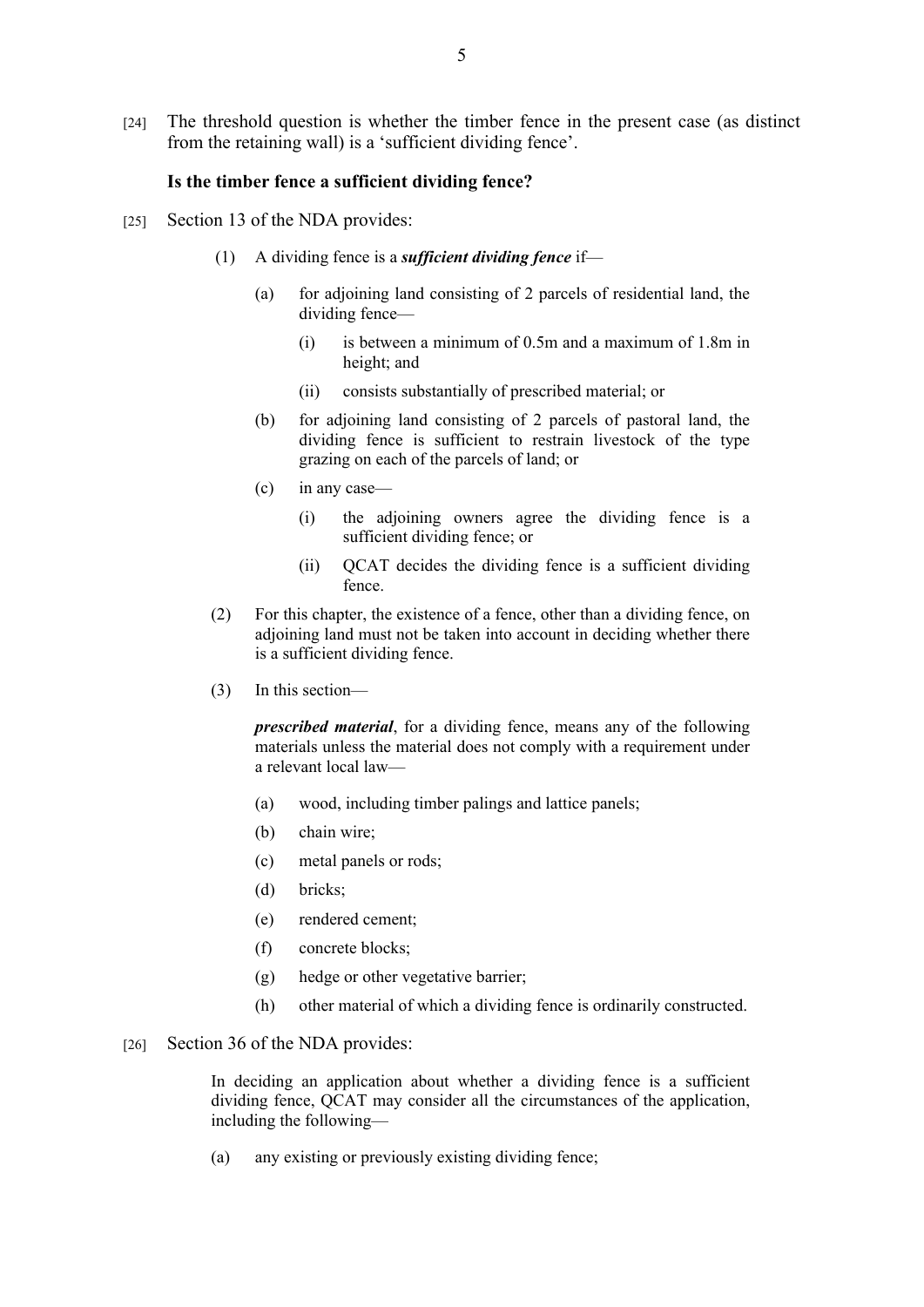[24] The threshold question is whether the timber fence in the present case (as distinct from the retaining wall) is a 'sufficient dividing fence'.

**Is the timber fence a sufficient dividing fence?**

[25] Section 13 of the NDA provides:

> (1) A dividing fence is a ***sufficient dividing fence*** if—
>
> > (a) for adjoining land consisting of 2 parcels of residential land, the dividing fence—
> >
> > > (i) is between a minimum of 0.5m and a maximum of 1.8m in height; and
> > >
> > > (ii) consists substantially of prescribed material; or
> >
> > (b) for adjoining land consisting of 2 parcels of pastoral land, the dividing fence is sufficient to restrain livestock of the type grazing on each of the parcels of land; or
> >
> > (c) in any case—
> >
> > > (i) the adjoining owners agree the dividing fence is a sufficient dividing fence; or
> > >
> > > (ii) QCAT decides the dividing fence is a sufficient dividing fence.
>
> (2) For this chapter, the existence of a fence, other than a dividing fence, on adjoining land must not be taken into account in deciding whether there is a sufficient dividing fence.
>
> (3) In this section—
>
> ***prescribed material***, for a dividing fence, means any of the following materials unless the material does not comply with a requirement under a relevant local law—
>
> > (a) wood, including timber palings and lattice panels;
> >
> > (b) chain wire;
> >
> > (c) metal panels or rods;
> >
> > (d) bricks;
> >
> > (e) rendered cement;
> >
> > (f) concrete blocks;
> >
> > (g) hedge or other vegetative barrier;
> >
> > (h) other material of which a dividing fence is ordinarily constructed.

[26] Section 36 of the NDA provides:

> In deciding an application about whether a dividing fence is a sufficient dividing fence, QCAT may consider all the circumstances of the application, including the following—
>
> (a) any existing or previously existing dividing fence;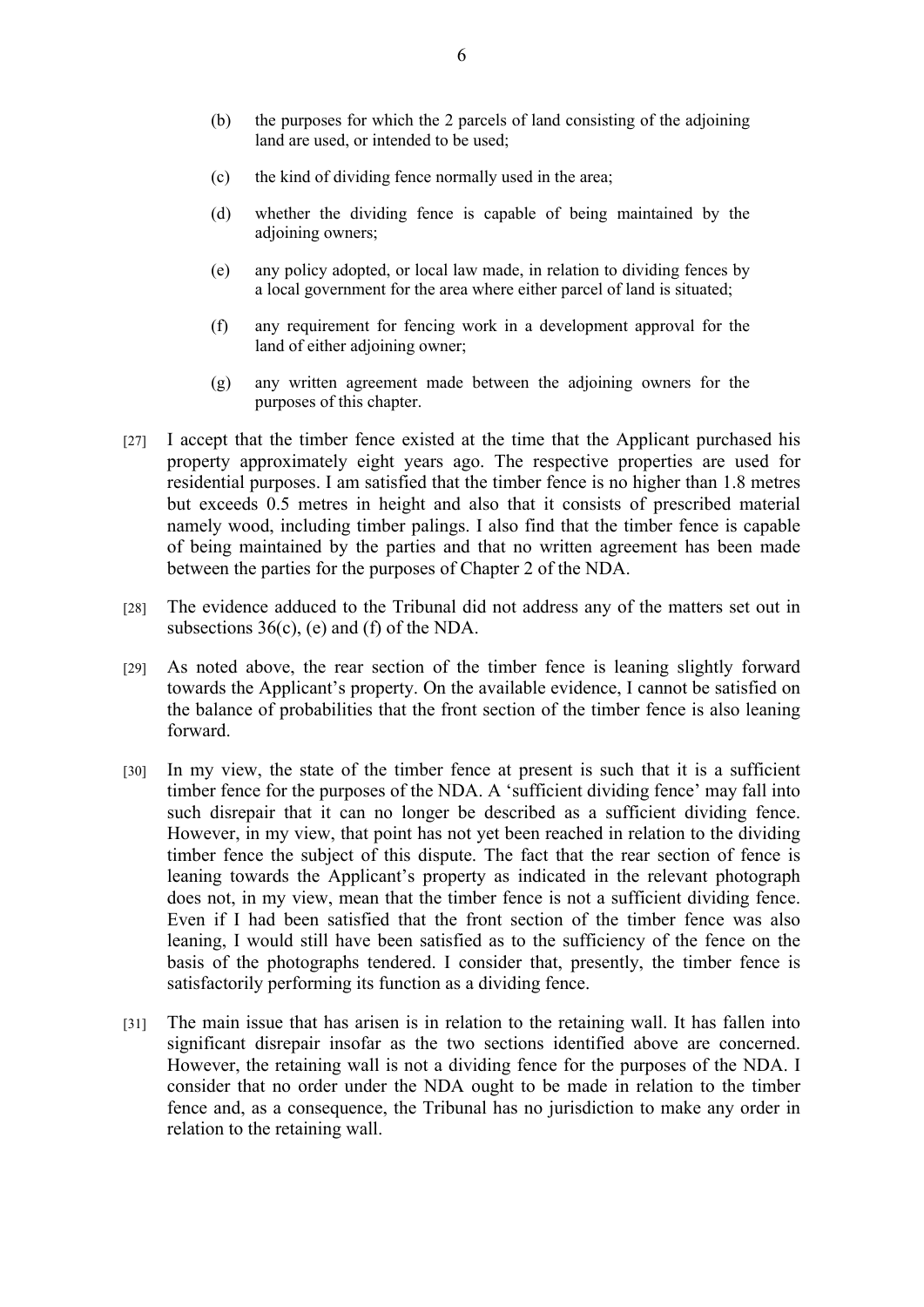(b) the purposes for which the 2 parcels of land consisting of the adjoining land are used, or intended to be used;

(c) the kind of dividing fence normally used in the area;

(d) whether the dividing fence is capable of being maintained by the adjoining owners;

(e) any policy adopted, or local law made, in relation to dividing fences by a local government for the area where either parcel of land is situated;

(f) any requirement for fencing work in a development approval for the land of either adjoining owner;

(g) any written agreement made between the adjoining owners for the purposes of this chapter.

[27] I accept that the timber fence existed at the time that the Applicant purchased his property approximately eight years ago. The respective properties are used for residential purposes. I am satisfied that the timber fence is no higher than 1.8 metres but exceeds 0.5 metres in height and also that it consists of prescribed material namely wood, including timber palings. I also find that the timber fence is capable of being maintained by the parties and that no written agreement has been made between the parties for the purposes of Chapter 2 of the NDA.

[28] The evidence adduced to the Tribunal did not address any of the matters set out in subsections 36(c), (e) and (f) of the NDA.

[29] As noted above, the rear section of the timber fence is leaning slightly forward towards the Applicant's property. On the available evidence, I cannot be satisfied on the balance of probabilities that the front section of the timber fence is also leaning forward.

[30] In my view, the state of the timber fence at present is such that it is a sufficient timber fence for the purposes of the NDA. A 'sufficient dividing fence' may fall into such disrepair that it can no longer be described as a sufficient dividing fence. However, in my view, that point has not yet been reached in relation to the dividing timber fence the subject of this dispute. The fact that the rear section of fence is leaning towards the Applicant's property as indicated in the relevant photograph does not, in my view, mean that the timber fence is not a sufficient dividing fence. Even if I had been satisfied that the front section of the timber fence was also leaning, I would still have been satisfied as to the sufficiency of the fence on the basis of the photographs tendered. I consider that, presently, the timber fence is satisfactorily performing its function as a dividing fence.

[31] The main issue that has arisen is in relation to the retaining wall. It has fallen into significant disrepair insofar as the two sections identified above are concerned. However, the retaining wall is not a dividing fence for the purposes of the NDA. I consider that no order under the NDA ought to be made in relation to the timber fence and, as a consequence, the Tribunal has no jurisdiction to make any order in relation to the retaining wall.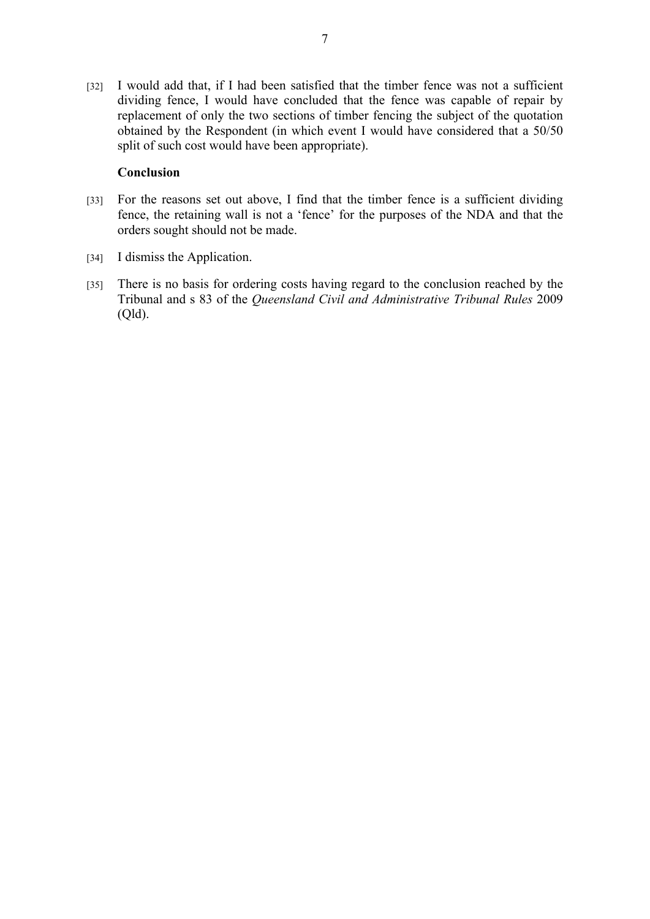[32] I would add that, if I had been satisfied that the timber fence was not a sufficient dividing fence, I would have concluded that the fence was capable of repair by replacement of only the two sections of timber fencing the subject of the quotation obtained by the Respondent (in which event I would have considered that a 50/50 split of such cost would have been appropriate).

**Conclusion**

[33] For the reasons set out above, I find that the timber fence is a sufficient dividing fence, the retaining wall is not a 'fence' for the purposes of the NDA and that the orders sought should not be made.

[34] I dismiss the Application.

[35] There is no basis for ordering costs having regard to the conclusion reached by the Tribunal and s 83 of the *Queensland Civil and Administrative Tribunal Rules* 2009 (Qld).